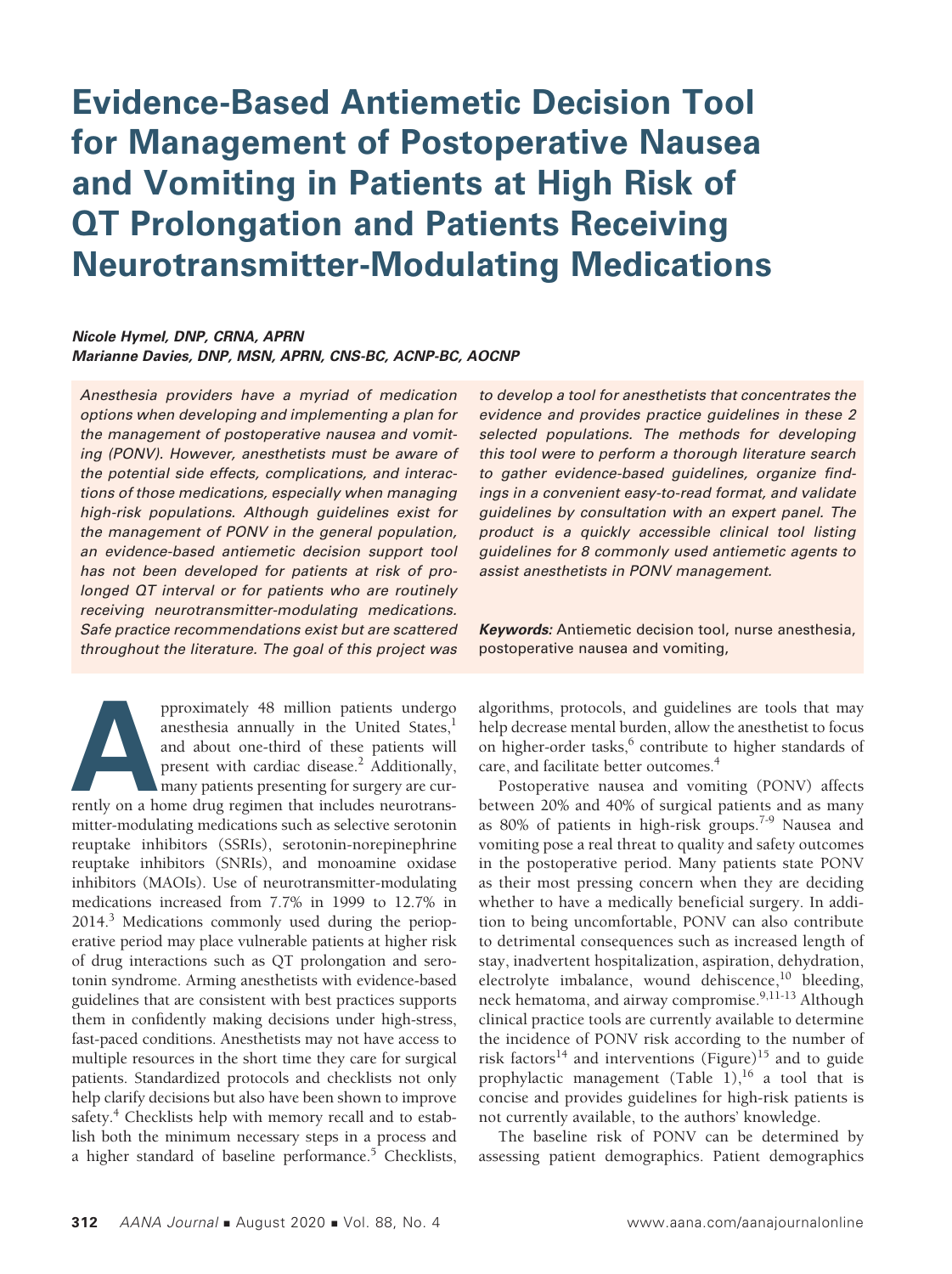# Evidence-Based Antiemetic Decision Tool for Management of Postoperative Nausea and Vomiting in Patients at High Risk of QT Prolongation and Patients Receiving Neurotransmitter-Modulating Medications

*Nicole Hymel, DNP, CRNA, APRN*
*Marianne Davies, DNP, MSN, APRN, CNS-BC, ACNP-BC, AOCNP*

*Anesthesia providers have a myriad of medication options when developing and implementing a plan for the management of postoperative nausea and vomiting (PONV). However, anesthetists must be aware of the potential side effects, complications, and interactions of those medications, especially when managing high-risk populations. Although guidelines exist for the management of PONV in the general population, an evidence-based antiemetic decision support tool has not been developed for patients at risk of prolonged QT interval or for patients who are routinely receiving neurotransmitter-modulating medications. Safe practice recommendations exist but are scattered throughout the literature. The goal of this project was to develop a tool for anesthetists that concentrates the evidence and provides practice guidelines in these 2 selected populations. The methods for developing this tool were to perform a thorough literature search to gather evidence-based guidelines, organize findings in a convenient easy-to-read format, and validate guidelines by consultation with an expert panel. The product is a quickly accessible clinical tool listing guidelines for 8 commonly used antiemetic agents to assist anesthetists in PONV management.*

***Keywords:*** Antiemetic decision tool, nurse anesthesia, postoperative nausea and vomiting,

Approximately 48 million patients undergo anesthesia annually in the United States,[1] and about one-third of these patients will present with cardiac disease.[2] Additionally, many patients presenting for surgery are currently on a home drug regimen that includes neurotransmitter-modulating medications such as selective serotonin reuptake inhibitors (SSRIs), serotonin-norepinephrine reuptake inhibitors (SNRIs), and monoamine oxidase inhibitors (MAOIs). Use of neurotransmitter-modulating medications increased from 7.7% in 1999 to 12.7% in 2014.[3] Medications commonly used during the perioperative period may place vulnerable patients at higher risk of drug interactions such as QT prolongation and serotonin syndrome. Arming anesthetists with evidence-based guidelines that are consistent with best practices supports them in confidently making decisions under high-stress, fast-paced conditions. Anesthetists may not have access to multiple resources in the short time they care for surgical patients. Standardized protocols and checklists not only help clarify decisions but also have been shown to improve safety.[4] Checklists help with memory recall and to establish both the minimum necessary steps in a process and a higher standard of baseline performance.[5] Checklists, algorithms, protocols, and guidelines are tools that may help decrease mental burden, allow the anesthetist to focus on higher-order tasks,[6] contribute to higher standards of care, and facilitate better outcomes.[4]

Postoperative nausea and vomiting (PONV) affects between 20% and 40% of surgical patients and as many as 80% of patients in high-risk groups.[7-9] Nausea and vomiting pose a real threat to quality and safety outcomes in the postoperative period. Many patients state PONV as their most pressing concern when they are deciding whether to have a medically beneficial surgery. In addition to being uncomfortable, PONV can also contribute to detrimental consequences such as increased length of stay, inadvertent hospitalization, aspiration, dehydration, electrolyte imbalance, wound dehiscence,[10] bleeding, neck hematoma, and airway compromise.[9,11-13] Although clinical practice tools are currently available to determine the incidence of PONV risk according to the number of risk factors[14] and interventions (Figure)[15] and to guide prophylactic management (Table 1),[16] a tool that is concise and provides guidelines for high-risk patients is not currently available, to the authors' knowledge.

The baseline risk of PONV can be determined by assessing patient demographics. Patient demographics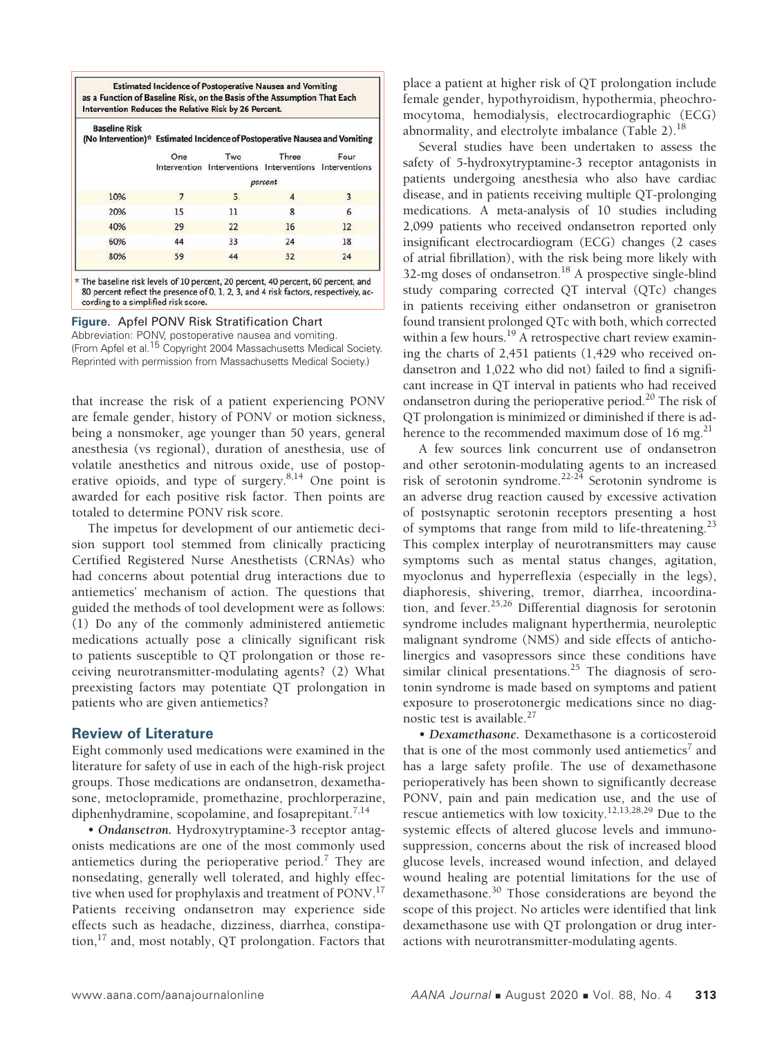**Estimated Incidence of Postoperative Nausea and Vomiting as a Function of Baseline Risk, on the Basis of the Assumption That Each Intervention Reduces the Relative Risk by 26 Percent.**

| Baseline Risk (No Intervention)* | Estimated Incidence of Postoperative Nausea and Vomiting | | | |
|---|---|---|---|---|
| | One Intervention | Two Interventions | Three Interventions | Four Interventions |
| | percent | | | |
| 10% | 7 | 5 | 4 | 3 |
| 20% | 15 | 11 | 8 | 6 |
| 40% | 29 | 22 | 16 | 12 |
| 60% | 44 | 33 | 24 | 18 |
| 80% | 59 | 44 | 32 | 24 |

* The baseline risk levels of 10 percent, 20 percent, 40 percent, 60 percent, and 80 percent reflect the presence of 0, 1, 2, 3, and 4 risk factors, respectively, according to a simplified risk score.

**Figure.** Apfel PONV Risk Stratification Chart
Abbreviation: PONV, postoperative nausea and vomiting.
(From Apfel et al.[15] Copyright 2004 Massachusetts Medical Society. Reprinted with permission from Massachusetts Medical Society.)

that increase the risk of a patient experiencing PONV are female gender, history of PONV or motion sickness, being a nonsmoker, age younger than 50 years, general anesthesia (vs regional), duration of anesthesia, use of volatile anesthetics and nitrous oxide, use of postoperative opioids, and type of surgery.[8,14] One point is awarded for each positive risk factor. Then points are totaled to determine PONV risk score.

The impetus for development of our antiemetic decision support tool stemmed from clinically practicing Certified Registered Nurse Anesthetists (CRNAs) who had concerns about potential drug interactions due to antiemetics' mechanism of action. The questions that guided the methods of tool development were as follows: (1) Do any of the commonly administered antiemetic medications actually pose a clinically significant risk to patients susceptible to QT prolongation or those receiving neurotransmitter-modulating agents? (2) What preexisting factors may potentiate QT prolongation in patients who are given antiemetics?

## Review of Literature

Eight commonly used medications were examined in the literature for safety of use in each of the high-risk project groups. Those medications are ondansetron, dexamethasone, metoclopramide, promethazine, prochlorperazine, diphenhydramine, scopolamine, and fosaprepitant.[7,14]

• ***Ondansetron.*** Hydroxytryptamine-3 receptor antagonists medications are one of the most commonly used antiemetics during the perioperative period.[7] They are nonsedating, generally well tolerated, and highly effective when used for prophylaxis and treatment of PONV.[17] Patients receiving ondansetron may experience side effects such as headache, dizziness, diarrhea, constipation,[17] and, most notably, QT prolongation. Factors that place a patient at higher risk of QT prolongation include female gender, hypothyroidism, hypothermia, pheochromocytoma, hemodialysis, electrocardiographic (ECG) abnormality, and electrolyte imbalance (Table 2).[18]

Several studies have been undertaken to assess the safety of 5-hydroxytryptamine-3 receptor antagonists in patients undergoing anesthesia who also have cardiac disease, and in patients receiving multiple QT-prolonging medications. A meta-analysis of 10 studies including 2,099 patients who received ondansetron reported only insignificant electrocardiogram (ECG) changes (2 cases of atrial fibrillation), with the risk being more likely with 32-mg doses of ondansetron.[18] A prospective single-blind study comparing corrected QT interval (QTc) changes in patients receiving either ondansetron or granisetron found transient prolonged QTc with both, which corrected within a few hours.[19] A retrospective chart review examining the charts of 2,451 patients (1,429 who received ondansetron and 1,022 who did not) failed to find a significant increase in QT interval in patients who had received ondansetron during the perioperative period.[20] The risk of QT prolongation is minimized or diminished if there is adherence to the recommended maximum dose of 16 mg.[21]

A few sources link concurrent use of ondansetron and other serotonin-modulating agents to an increased risk of serotonin syndrome.[22-24] Serotonin syndrome is an adverse drug reaction caused by excessive activation of postsynaptic serotonin receptors presenting a host of symptoms that range from mild to life-threatening.[23] This complex interplay of neurotransmitters may cause symptoms such as mental status changes, agitation, myoclonus and hyperreflexia (especially in the legs), diaphoresis, shivering, tremor, diarrhea, incoordination, and fever.[25,26] Differential diagnosis for serotonin syndrome includes malignant hyperthermia, neuroleptic malignant syndrome (NMS) and side effects of anticholinergics and vasopressors since these conditions have similar clinical presentations.[25] The diagnosis of serotonin syndrome is made based on symptoms and patient exposure to proserotonergic medications since no diagnostic test is available.[27]

• ***Dexamethasone.*** Dexamethasone is a corticosteroid that is one of the most commonly used antiemetics[7] and has a large safety profile. The use of dexamethasone perioperatively has been shown to significantly decrease PONV, pain and pain medication use, and the use of rescue antiemetics with low toxicity.[12,13,28,29] Due to the systemic effects of altered glucose levels and immunosuppression, concerns about the risk of increased blood glucose levels, increased wound infection, and delayed wound healing are potential limitations for the use of dexamethasone.[30] Those considerations are beyond the scope of this project. No articles were identified that link dexamethasone use with QT prolongation or drug interactions with neurotransmitter-modulating agents.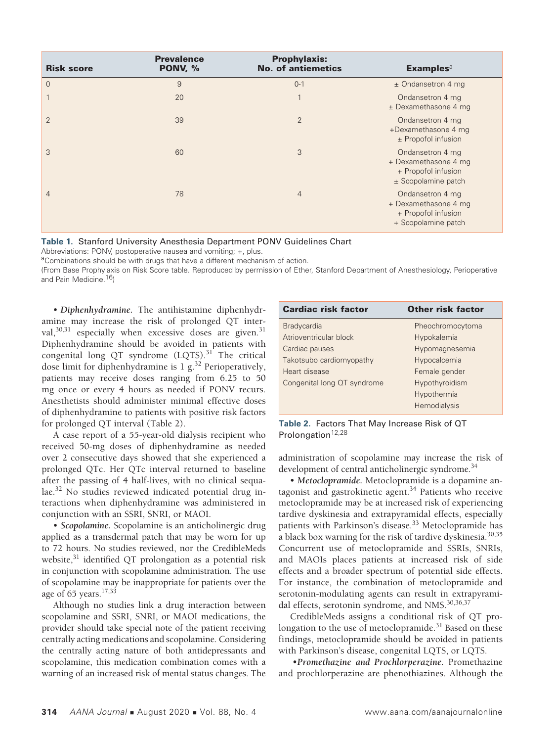| Risk score | Prevalence PONV, % | Prophylaxis: No. of antiemetics | Examples[a] |
|---|---|---|---|
| 0 | 9 | 0-1 | ± Ondansetron 4 mg |
| 1 | 20 | 1 | Ondansetron 4 mg<br>± Dexamethasone 4 mg |
| 2 | 39 | 2 | Ondansetron 4 mg<br>+Dexamethasone 4 mg<br>± Propofol infusion |
| 3 | 60 | 3 | Ondansetron 4 mg<br>+ Dexamethasone 4 mg<br>+ Propofol infusion<br>± Scopolamine patch |
| 4 | 78 | 4 | Ondansetron 4 mg<br>+ Dexamethasone 4 mg<br>+ Propofol infusion<br>+ Scopolamine patch |

**Table 1.** Stanford University Anesthesia Department PONV Guidelines Chart

Abbreviations: PONV, postoperative nausea and vomiting; +, plus.

[a]Combinations should be with drugs that have a different mechanism of action.

(From Base Prophylaxis on Risk Score table. Reproduced by permission of Ether, Stanford Department of Anesthesiology, Perioperative and Pain Medicine.[16])

• ***Diphenhydramine.*** The antihistamine diphenhydramine may increase the risk of prolonged QT interval,[30,31] especially when excessive doses are given.[31] Diphenhydramine should be avoided in patients with congenital long QT syndrome (LQTS).[31] The critical dose limit for diphenhydramine is 1 g.[32] Perioperatively, patients may receive doses ranging from 6.25 to 50 mg once or every 4 hours as needed if PONV recurs. Anesthetists should administer minimal effective doses of diphenhydramine to patients with positive risk factors for prolonged QT interval (Table 2).

A case report of a 55-year-old dialysis recipient who received 50-mg doses of diphenhydramine as needed over 2 consecutive days showed that she experienced a prolonged QTc. Her QTc interval returned to baseline after the passing of 4 half-lives, with no clinical sequalae.[32] No studies reviewed indicated potential drug interactions when diphenhydramine was administered in conjunction with an SSRI, SNRI, or MAOI.

• ***Scopolamine.*** Scopolamine is an anticholinergic drug applied as a transdermal patch that may be worn for up to 72 hours. No studies reviewed, nor the CredibleMeds website,[31] identified QT prolongation as a potential risk in conjunction with scopolamine administration. The use of scopolamine may be inappropriate for patients over the age of 65 years.[17,33]

Although no studies link a drug interaction between scopolamine and SSRI, SNRI, or MAOI medications, the provider should take special note of the patient receiving centrally acting medications and scopolamine. Considering the centrally acting nature of both antidepressants and scopolamine, this medication combination comes with a warning of an increased risk of mental status changes. The administration of scopolamine may increase the risk of development of central anticholinergic syndrome.[34]

| Cardiac risk factor | Other risk factor |
|---|---|
| Bradycardia | Pheochromocytoma |
| Atrioventricular block | Hypokalemia |
| Cardiac pauses | Hypomagnesemia |
| Takotsubo cardiomyopathy | Hypocalcemia |
| Heart disease | Female gender |
| Congenital long QT syndrome | Hypothyroidism |
| | Hypothermia |
| | Hemodialysis |

**Table 2.** Factors That May Increase Risk of QT Prolongation[12,28]

• ***Metoclopramide.*** Metoclopramide is a dopamine antagonist and gastrokinetic agent.[34] Patients who receive metoclopramide may be at increased risk of experiencing tardive dyskinesia and extrapyramidal effects, especially patients with Parkinson's disease.[33] Metoclopramide has a black box warning for the risk of tardive dyskinesia.[30,35] Concurrent use of metoclopramide and SSRIs, SNRIs, and MAOIs places patients at increased risk of side effects and a broader spectrum of potential side effects. For instance, the combination of metoclopramide and serotonin-modulating agents can result in extrapyramidal effects, serotonin syndrome, and NMS.[30,36,37]

CredibleMeds assigns a conditional risk of QT prolongation to the use of metoclopramide.[31] Based on these findings, metoclopramide should be avoided in patients with Parkinson's disease, congenital LQTS, or LQTS.

• ***Promethazine and Prochlorperazine.*** Promethazine and prochlorperazine are phenothiazines. Although the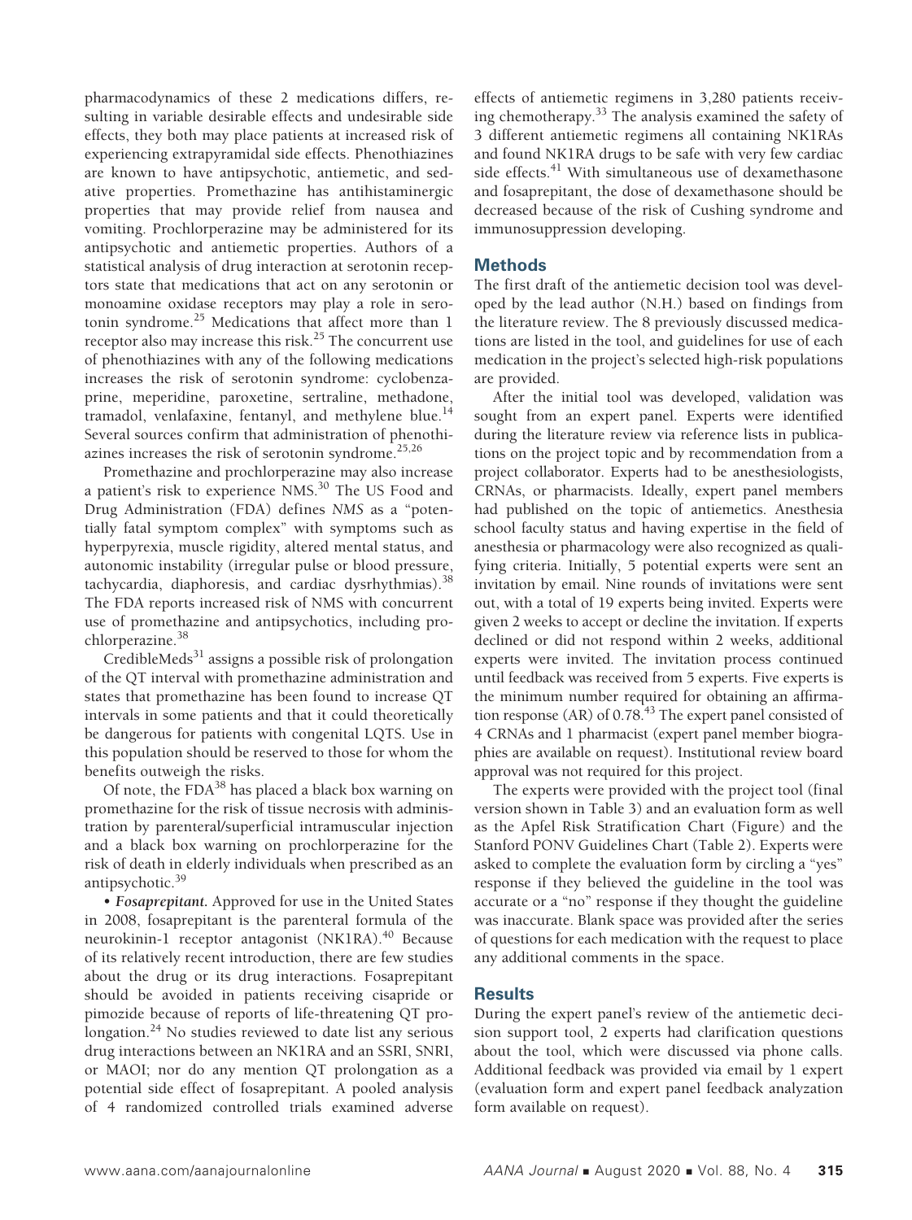pharmacodynamics of these 2 medications differs, resulting in variable desirable effects and undesirable side effects, they both may place patients at increased risk of experiencing extrapyramidal side effects. Phenothiazines are known to have antipsychotic, antiemetic, and sedative properties. Promethazine has antihistaminergic properties that may provide relief from nausea and vomiting. Prochlorperazine may be administered for its antipsychotic and antiemetic properties. Authors of a statistical analysis of drug interaction at serotonin receptors state that medications that act on any serotonin or monoamine oxidase receptors may play a role in serotonin syndrome.[25] Medications that affect more than 1 receptor also may increase this risk.[25] The concurrent use of phenothiazines with any of the following medications increases the risk of serotonin syndrome: cyclobenzaprine, meperidine, paroxetine, sertraline, methadone, tramadol, venlafaxine, fentanyl, and methylene blue.[14] Several sources confirm that administration of phenothiazines increases the risk of serotonin syndrome.[25,26]

Promethazine and prochlorperazine may also increase a patient's risk to experience NMS.[30] The US Food and Drug Administration (FDA) defines *NMS* as a "potentially fatal symptom complex" with symptoms such as hyperpyrexia, muscle rigidity, altered mental status, and autonomic instability (irregular pulse or blood pressure, tachycardia, diaphoresis, and cardiac dysrhythmias).[38] The FDA reports increased risk of NMS with concurrent use of promethazine and antipsychotics, including prochlorperazine.[38]

CredibleMeds[31] assigns a possible risk of prolongation of the QT interval with promethazine administration and states that promethazine has been found to increase QT intervals in some patients and that it could theoretically be dangerous for patients with congenital LQTS. Use in this population should be reserved to those for whom the benefits outweigh the risks.

Of note, the FDA[38] has placed a black box warning on promethazine for the risk of tissue necrosis with administration by parenteral/superficial intramuscular injection and a black box warning on prochlorperazine for the risk of death in elderly individuals when prescribed as an antipsychotic.[39]

• ***Fosaprepitant.*** Approved for use in the United States in 2008, fosaprepitant is the parenteral formula of the neurokinin-1 receptor antagonist (NK1RA).[40] Because of its relatively recent introduction, there are few studies about the drug or its drug interactions. Fosaprepitant should be avoided in patients receiving cisapride or pimozide because of reports of life-threatening QT prolongation.[24] No studies reviewed to date list any serious drug interactions between an NK1RA and an SSRI, SNRI, or MAOI; nor do any mention QT prolongation as a potential side effect of fosaprepitant. A pooled analysis of 4 randomized controlled trials examined adverse effects of antiemetic regimens in 3,280 patients receiving chemotherapy.[33] The analysis examined the safety of 3 different antiemetic regimens all containing NK1RAs and found NK1RA drugs to be safe with very few cardiac side effects.[41] With simultaneous use of dexamethasone and fosaprepitant, the dose of dexamethasone should be decreased because of the risk of Cushing syndrome and immunosuppression developing.

## Methods

The first draft of the antiemetic decision tool was developed by the lead author (N.H.) based on findings from the literature review. The 8 previously discussed medications are listed in the tool, and guidelines for use of each medication in the project's selected high-risk populations are provided.

After the initial tool was developed, validation was sought from an expert panel. Experts were identified during the literature review via reference lists in publications on the project topic and by recommendation from a project collaborator. Experts had to be anesthesiologists, CRNAs, or pharmacists. Ideally, expert panel members had published on the topic of antiemetics. Anesthesia school faculty status and having expertise in the field of anesthesia or pharmacology were also recognized as qualifying criteria. Initially, 5 potential experts were sent an invitation by email. Nine rounds of invitations were sent out, with a total of 19 experts being invited. Experts were given 2 weeks to accept or decline the invitation. If experts declined or did not respond within 2 weeks, additional experts were invited. The invitation process continued until feedback was received from 5 experts. Five experts is the minimum number required for obtaining an affirmation response (AR) of 0.78.[43] The expert panel consisted of 4 CRNAs and 1 pharmacist (expert panel member biographies are available on request). Institutional review board approval was not required for this project.

The experts were provided with the project tool (final version shown in Table 3) and an evaluation form as well as the Apfel Risk Stratification Chart (Figure) and the Stanford PONV Guidelines Chart (Table 2). Experts were asked to complete the evaluation form by circling a "yes" response if they believed the guideline in the tool was accurate or a "no" response if they thought the guideline was inaccurate. Blank space was provided after the series of questions for each medication with the request to place any additional comments in the space.

## Results

During the expert panel's review of the antiemetic decision support tool, 2 experts had clarification questions about the tool, which were discussed via phone calls. Additional feedback was provided via email by 1 expert (evaluation form and expert panel feedback analyzation form available on request).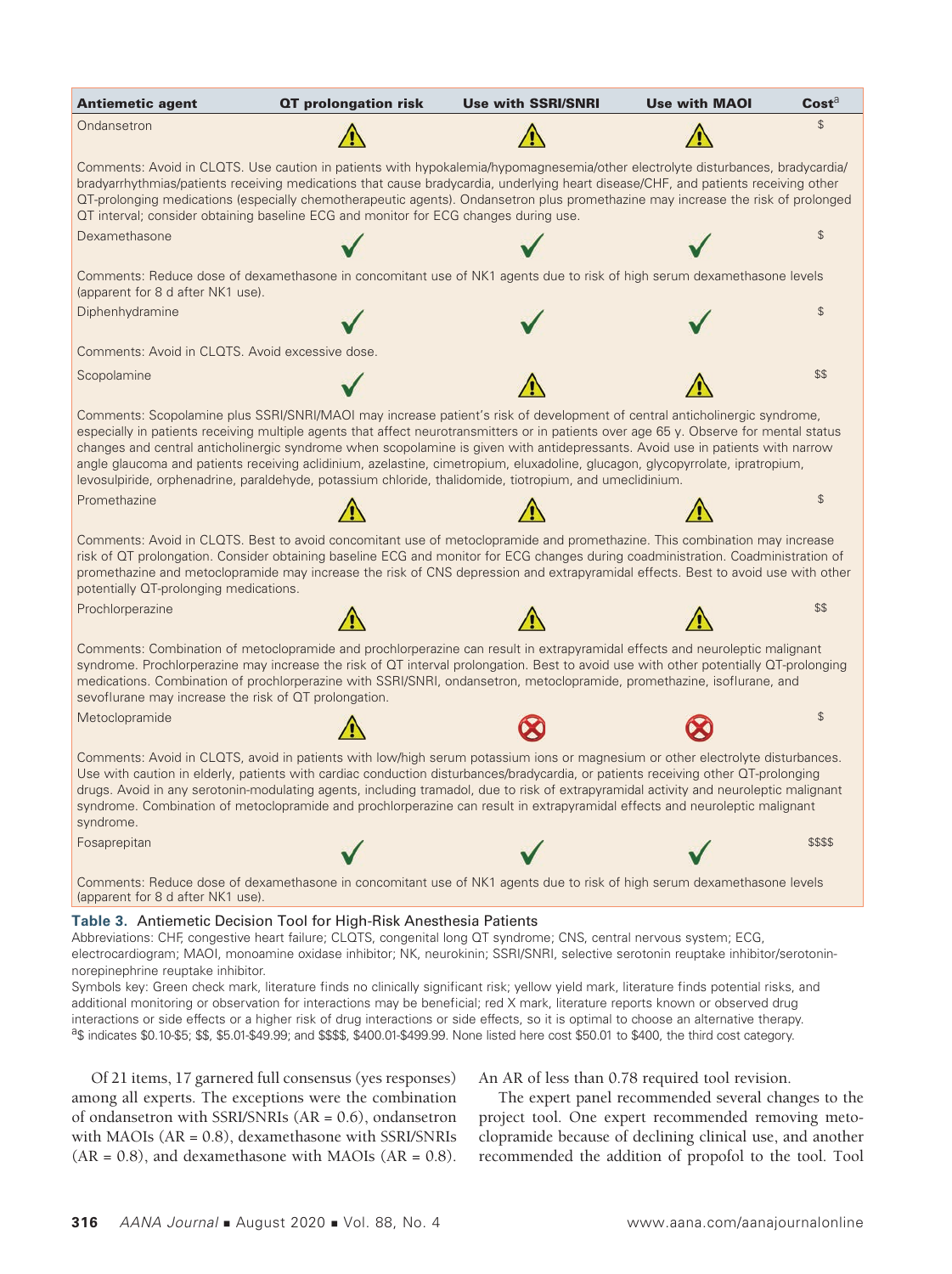| Antiemetic agent | QT prolongation risk | Use with SSRI/SNRI | Use with MAOI | Cost[a] |
|---|---|---|---|---|
| Ondansetron | ⚠ | ⚠ | ⚠ | $ |
| Comments: Avoid in CLQTS. Use caution in patients with hypokalemia/hypomagnesemia/other electrolyte disturbances, bradycardia/bradyarrhythmias/patients receiving medications that cause bradycardia, underlying heart disease/CHF, and patients receiving other QT-prolonging medications (especially chemotherapeutic agents). Ondansetron plus promethazine may increase the risk of prolonged QT interval; consider obtaining baseline ECG and monitor for ECG changes during use. | | | | |
| Dexamethasone | ✓ | ✓ | ✓ | $ |
| Comments: Reduce dose of dexamethasone in concomitant use of NK1 agents due to risk of high serum dexamethasone levels (apparent for 8 d after NK1 use). | | | | |
| Diphenhydramine | ✓ | ✓ | ✓ | $ |
| Comments: Avoid in CLQTS. Avoid excessive dose. | | | | |
| Scopolamine | ✓ | ⚠ | ⚠ | $$ |
| Comments: Scopolamine plus SSRI/SNRI/MAOI may increase patient's risk of development of central anticholinergic syndrome, especially in patients receiving multiple agents that affect neurotransmitters or in patients over age 65 y. Observe for mental status changes and central anticholinergic syndrome when scopolamine is given with antidepressants. Avoid use in patients with narrow angle glaucoma and patients receiving aclidinium, azelastine, cimetropium, eluxadoline, glucagon, glycopyrrolate, ipratropium, levosulpiride, orphenadrine, paraldehyde, potassium chloride, thalidomide, tiotropium, and umeclidinium. | | | | |
| Promethazine | ⚠ | ⚠ | ⚠ | $ |
| Comments: Avoid in CLQTS. Best to avoid concomitant use of metoclopramide and promethazine. This combination may increase risk of QT prolongation. Consider obtaining baseline ECG and monitor for ECG changes during coadministration. Coadministration of promethazine and metoclopramide may increase the risk of CNS depression and extrapyramidal effects. Best to avoid use with other potentially QT-prolonging medications. | | | | |
| Prochlorperazine | ⚠ | ⚠ | ⚠ | $$ |
| Comments: Combination of metoclopramide and prochlorperazine can result in extrapyramidal effects and neuroleptic malignant syndrome. Prochlorperazine may increase the risk of QT interval prolongation. Best to avoid use with other potentially QT-prolonging medications. Combination of prochlorperazine with SSRI/SNRI, ondansetron, metoclopramide, promethazine, isoflurane, and sevoflurane may increase the risk of QT prolongation. | | | | |
| Metoclopramide | ⚠ | ⊗ | ⊗ | $ |
| Comments: Avoid in CLQTS, avoid in patients with low/high serum potassium ions or magnesium or other electrolyte disturbances. Use with caution in elderly, patients with cardiac conduction disturbances/bradycardia, or patients receiving other QT-prolonging drugs. Avoid in any serotonin-modulating agents, including tramadol, due to risk of extrapyramidal activity and neuroleptic malignant syndrome. Combination of metoclopramide and prochlorperazine can result in extrapyramidal effects and neuroleptic malignant syndrome. | | | | |
| Fosaprepitan | ✓ | ✓ | ✓ | $$$$ |
| Comments: Reduce dose of dexamethasone in concomitant use of NK1 agents due to risk of high serum dexamethasone levels (apparent for 8 d after NK1 use). | | | | |

**Table 3.** Antiemetic Decision Tool for High-Risk Anesthesia Patients

Abbreviations: CHF, congestive heart failure; CLQTS, congenital long QT syndrome; CNS, central nervous system; ECG, electrocardiogram; MAOI, monoamine oxidase inhibitor; NK, neurokinin; SSRI/SNRI, selective serotonin reuptake inhibitor/serotonin-norepinephrine reuptake inhibitor.

Symbols key: Green check mark, literature finds no clinically significant risk; yellow yield mark, literature finds potential risks, and additional monitoring or observation for interactions may be beneficial; red X mark, literature reports known or observed drug interactions or side effects or a higher risk of drug interactions or side effects, so it is optimal to choose an alternative therapy.

[a]$ indicates $0.10-$5; $$, $5.01-$49.99; and $$$$, $400.01-$499.99. None listed here cost $50.01 to $400, the third cost category.

Of 21 items, 17 garnered full consensus (yes responses) among all experts. The exceptions were the combination of ondansetron with SSRI/SNRIs (AR = 0.6), ondansetron with MAOIs (AR = 0.8), dexamethasone with SSRI/SNRIs (AR = 0.8), and dexamethasone with MAOIs (AR = 0.8). An AR of less than 0.78 required tool revision.

The expert panel recommended several changes to the project tool. One expert recommended removing metoclopramide because of declining clinical use, and another recommended the addition of propofol to the tool. Tool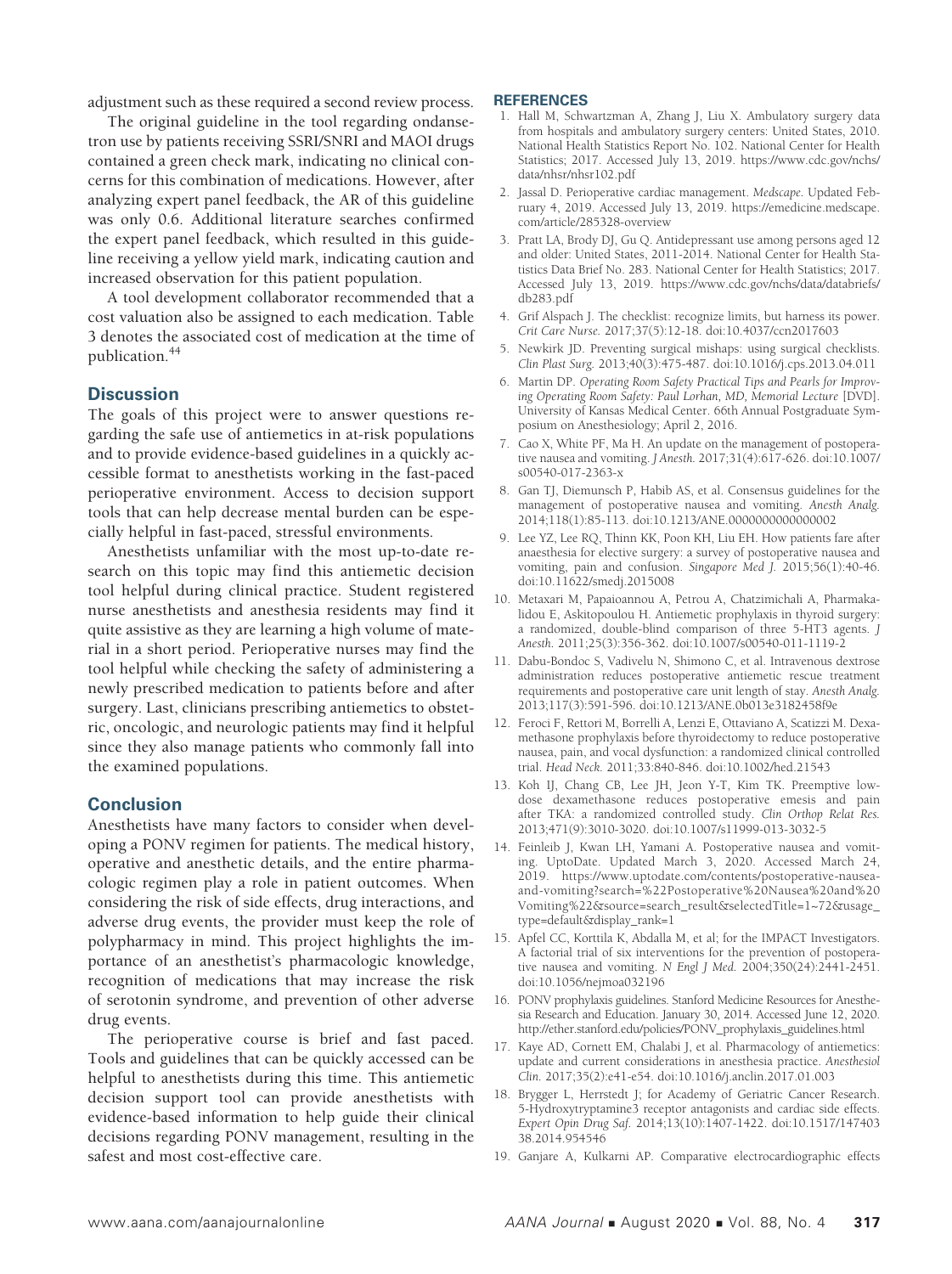adjustment such as these required a second review process.

The original guideline in the tool regarding ondansetron use by patients receiving SSRI/SNRI and MAOI drugs contained a green check mark, indicating no clinical concerns for this combination of medications. However, after analyzing expert panel feedback, the AR of this guideline was only 0.6. Additional literature searches confirmed the expert panel feedback, which resulted in this guideline receiving a yellow yield mark, indicating caution and increased observation for this patient population.

A tool development collaborator recommended that a cost valuation also be assigned to each medication. Table 3 denotes the associated cost of medication at the time of publication.[44]

## Discussion

The goals of this project were to answer questions regarding the safe use of antiemetics in at-risk populations and to provide evidence-based guidelines in a quickly accessible format to anesthetists working in the fast-paced perioperative environment. Access to decision support tools that can help decrease mental burden can be especially helpful in fast-paced, stressful environments.

Anesthetists unfamiliar with the most up-to-date research on this topic may find this antiemetic decision tool helpful during clinical practice. Student registered nurse anesthetists and anesthesia residents may find it quite assistive as they are learning a high volume of material in a short period. Perioperative nurses may find the tool helpful while checking the safety of administering a newly prescribed medication to patients before and after surgery. Last, clinicians prescribing antiemetics to obstetric, oncologic, and neurologic patients may find it helpful since they also manage patients who commonly fall into the examined populations.

## Conclusion

Anesthetists have many factors to consider when developing a PONV regimen for patients. The medical history, operative and anesthetic details, and the entire pharmacologic regimen play a role in patient outcomes. When considering the risk of side effects, drug interactions, and adverse drug events, the provider must keep the role of polypharmacy in mind. This project highlights the importance of an anesthetist's pharmacologic knowledge, recognition of medications that may increase the risk of serotonin syndrome, and prevention of other adverse drug events.

The perioperative course is brief and fast paced. Tools and guidelines that can be quickly accessed can be helpful to anesthetists during this time. This antiemetic decision support tool can provide anesthetists with evidence-based information to help guide their clinical decisions regarding PONV management, resulting in the safest and most cost-effective care.

## REFERENCES

1. Hall M, Schwartzman A, Zhang J, Liu X. Ambulatory surgery data from hospitals and ambulatory surgery centers: United States, 2010. National Health Statistics Report No. 102. National Center for Health Statistics; 2017. Accessed July 13, 2019. https://www.cdc.gov/nchs/data/nhsr/nhsr102.pdf
2. Jassal D. Perioperative cardiac management. *Medscape.* Updated February 4, 2019. Accessed July 13, 2019. https://emedicine.medscape.com/article/285328-overview
3. Pratt LA, Brody DJ, Gu Q. Antidepressant use among persons aged 12 and older: United States, 2011-2014. National Center for Health Statistics Data Brief No. 283. National Center for Health Statistics; 2017. Accessed July 13, 2019. https://www.cdc.gov/nchs/data/databriefs/db283.pdf
4. Grif Alspach J. The checklist: recognize limits, but harness its power. *Crit Care Nurse.* 2017;37(5):12-18. doi:10.4037/ccn2017603
5. Newkirk JD. Preventing surgical mishaps: using surgical checklists. *Clin Plast Surg.* 2013;40(3):475-487. doi:10.1016/j.cps.2013.04.011
6. Martin DP. *Operating Room Safety Practical Tips and Pearls for Improving Operating Room Safety: Paul Lorhan, MD, Memorial Lecture* [DVD]. University of Kansas Medical Center. 66th Annual Postgraduate Symposium on Anesthesiology; April 2, 2016.
7. Cao X, White PF, Ma H. An update on the management of postoperative nausea and vomiting. *J Anesth.* 2017;31(4):617-626. doi:10.1007/s00540-017-2363-x
8. Gan TJ, Diemunsch P, Habib AS, et al. Consensus guidelines for the management of postoperative nausea and vomiting. *Anesth Analg.* 2014;118(1):85-113. doi:10.1213/ANE.0000000000000002
9. Lee YZ, Lee RQ, Thinn KK, Poon KH, Liu EH. How patients fare after anaesthesia for elective surgery: a survey of postoperative nausea and vomiting, pain and confusion. *Singapore Med J.* 2015;56(1):40-46. doi:10.11622/smedj.2015008
10. Metaxari M, Papaioannou A, Petrou A, Chatzimichali A, Pharmakalidou E, Askitopoulou H. Antiemetic prophylaxis in thyroid surgery: a randomized, double-blind comparison of three 5-HT3 agents. *J Anesth.* 2011;25(3):356-362. doi:10.1007/s00540-011-1119-2
11. Dabu-Bondoc S, Vadivelu N, Shimono C, et al. Intravenous dextrose administration reduces postoperative antiemetic rescue treatment requirements and postoperative care unit length of stay. *Anesth Analg.* 2013;117(3):591-596. doi:10.1213/ANE.0b013e3182458f9e
12. Feroci F, Rettori M, Borrelli A, Lenzi E, Ottaviano A, Scatizzi M. Dexamethasone prophylaxis before thyroidectomy to reduce postoperative nausea, pain, and vocal dysfunction: a randomized clinical controlled trial. *Head Neck.* 2011;33:840-846. doi:10.1002/hed.21543
13. Koh IJ, Chang CB, Lee JH, Jeon Y-T, Kim TK. Preemptive low-dose dexamethasone reduces postoperative emesis and pain after TKA: a randomized controlled study. *Clin Orthop Relat Res.* 2013;471(9):3010-3020. doi:10.1007/s11999-013-3032-5
14. Feinleib J, Kwan LH, Yamani A. Postoperative nausea and vomiting. UptoDate. Updated March 3, 2020. Accessed March 24, 2019. https://www.uptodate.com/contents/postoperative-nausea-and-vomiting?search=%22Postoperative%20Nausea%20and%20Vomiting%22&source=search_result&selectedTitle=1~72&usage_type=default&display_rank=1
15. Apfel CC, Korttila K, Abdalla M, et al; for the IMPACT Investigators. A factorial trial of six interventions for the prevention of postoperative nausea and vomiting. *N Engl J Med.* 2004;350(24):2441-2451. doi:10.1056/nejmoa032196
16. PONV prophylaxis guidelines. Stanford Medicine Resources for Anesthesia Research and Education. January 30, 2014. Accessed June 12, 2020. http://ether.stanford.edu/policies/PONV_prophylaxis_guidelines.html
17. Kaye AD, Cornett EM, Chalabi J, et al. Pharmacology of antiemetics: update and current considerations in anesthesia practice. *Anesthesiol Clin.* 2017;35(2):e41-e54. doi:10.1016/j.anclin.2017.01.003
18. Brygger L, Herrstedt J; for Academy of Geriatric Cancer Research. 5-Hydroxytryptamine3 receptor antagonists and cardiac side effects. *Expert Opin Drug Saf.* 2014;13(10):1407-1422. doi:10.1517/14740338.2014.954546
19. Ganjare A, Kulkarni AP. Comparative electrocardiographic effects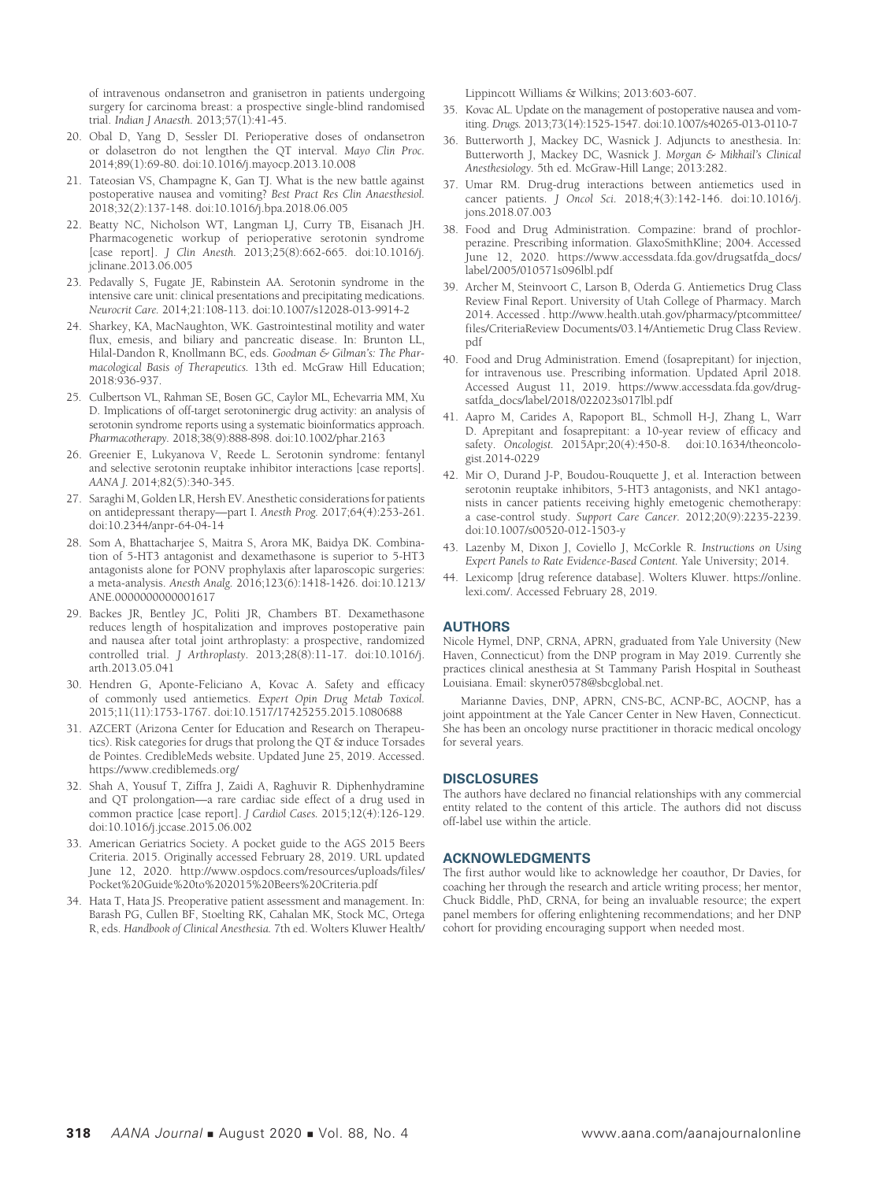of intravenous ondansetron and granisetron in patients undergoing surgery for carcinoma breast: a prospective single-blind randomised trial. *Indian J Anaesth.* 2013;57(1):41-45.

20. Obal D, Yang D, Sessler DI. Perioperative doses of ondansetron or dolasetron do not lengthen the QT interval. *Mayo Clin Proc.* 2014;89(1):69-80. doi:10.1016/j.mayocp.2013.10.008
21. Tateosian VS, Champagne K, Gan TJ. What is the new battle against postoperative nausea and vomiting? *Best Pract Res Clin Anaesthesiol.* 2018;32(2):137-148. doi:10.1016/j.bpa.2018.06.005
22. Beatty NC, Nicholson WT, Langman LJ, Curry TB, Eisanach JH. Pharmacogenetic workup of perioperative serotonin syndrome [case report]. *J Clin Anesth.* 2013;25(8):662-665. doi:10.1016/j.jclinane.2013.06.005
23. Pedavally S, Fugate JE, Rabinstein AA. Serotonin syndrome in the intensive care unit: clinical presentations and precipitating medications. *Neurocrit Care.* 2014;21:108-113. doi:10.1007/s12028-013-9914-2
24. Sharkey, KA, MacNaughton, WK. Gastrointestinal motility and water flux, emesis, and biliary and pancreatic disease. In: Brunton LL, Hilal-Dandon R, Knollmann BC, eds. *Goodman & Gilman's: The Pharmacological Basis of Therapeutics.* 13th ed. McGraw Hill Education; 2018:936-937.
25. Culbertson VL, Rahman SE, Bosen GC, Caylor ML, Echevarria MM, Xu D. Implications of off-target serotoninergic drug activity: an analysis of serotonin syndrome reports using a systematic bioinformatics approach. *Pharmacotherapy.* 2018;38(9):888-898. doi:10.1002/phar.2163
26. Greenier E, Lukyanova V, Reede L. Serotonin syndrome: fentanyl and selective serotonin reuptake inhibitor interactions [case reports]. *AANA J.* 2014;82(5):340-345.
27. Saraghi M, Golden LR, Hersh EV. Anesthetic considerations for patients on antidepressant therapy—part I. *Anesth Prog.* 2017;64(4):253-261. doi:10.2344/anpr-64-04-14
28. Som A, Bhattacharjee S, Maitra S, Arora MK, Baidya DK. Combination of 5-HT3 antagonist and dexamethasone is superior to 5-HT3 antagonists alone for PONV prophylaxis after laparoscopic surgeries: a meta-analysis. *Anesth Analg.* 2016;123(6):1418-1426. doi:10.1213/ANE.0000000000001617
29. Backes JR, Bentley JC, Politi JR, Chambers BT. Dexamethasone reduces length of hospitalization and improves postoperative pain and nausea after total joint arthroplasty: a prospective, randomized controlled trial. *J Arthroplasty.* 2013;28(8):11-17. doi:10.1016/j.arth.2013.05.041
30. Hendren G, Aponte-Feliciano A, Kovac A. Safety and efficacy of commonly used antiemetics. *Expert Opin Drug Metab Toxicol.* 2015;11(11):1753-1767. doi:10.1517/17425255.2015.1080688
31. AZCERT (Arizona Center for Education and Research on Therapeutics). Risk categories for drugs that prolong the QT & induce Torsades de Pointes. CredibleMeds website. Updated June 25, 2019. Accessed. https://www.crediblemeds.org/
32. Shah A, Yousuf T, Ziffra J, Zaidi A, Raghuvir R. Diphenhydramine and QT prolongation—a rare cardiac side effect of a drug used in common practice [case report]. *J Cardiol Cases.* 2015;12(4):126-129. doi:10.1016/j.jccase.2015.06.002
33. American Geriatrics Society. A pocket guide to the AGS 2015 Beers Criteria. 2015. Originally accessed February 28, 2019. URL updated June 12, 2020. http://www.ospdocs.com/resources/uploads/files/Pocket%20Guide%20to%202015%20Beers%20Criteria.pdf
34. Hata T, Hata JS. Preoperative patient assessment and management. In: Barash PG, Cullen BF, Stoelting RK, Cahalan MK, Stock MC, Ortega R, eds. *Handbook of Clinical Anesthesia.* 7th ed. Wolters Kluwer Health/Lippincott Williams & Wilkins; 2013:603-607.
35. Kovac AL. Update on the management of postoperative nausea and vomiting. *Drugs.* 2013;73(14):1525-1547. doi:10.1007/s40265-013-0110-7
36. Butterworth J, Mackey DC, Wasnick J. Adjuncts to anesthesia. In: Butterworth J, Mackey DC, Wasnick J. *Morgan & Mikhail's Clinical Anesthesiology.* 5th ed. McGraw-Hill Lange; 2013:282.
37. Umar RM. Drug-drug interactions between antiemetics used in cancer patients. *J Oncol Sci.* 2018;4(3):142-146. doi:10.1016/j.jons.2018.07.003
38. Food and Drug Administration. Compazine: brand of prochlorperazine. Prescribing information. GlaxoSmithKline; 2004. Accessed June 12, 2020. https://www.accessdata.fda.gov/drugsatfda_docs/label/2005/010571s096lbl.pdf
39. Archer M, Steinvoort C, Larson B, Oderda G. Antiemetics Drug Class Review Final Report. University of Utah College of Pharmacy. March 2014. Accessed . http://www.health.utah.gov/pharmacy/ptcommittee/files/CriteriaReview Documents/03.14/Antiemetic Drug Class Review.pdf
40. Food and Drug Administration. Emend (fosaprepitant) for injection, for intravenous use. Prescribing information. Updated April 2018. Accessed August 11, 2019. https://www.accessdata.fda.gov/drugsatfda_docs/label/2018/022023s017lbl.pdf
41. Aapro M, Carides A, Rapoport BL, Schmoll H-J, Zhang L, Warr D. Aprepitant and fosaprepitant: a 10-year review of efficacy and safety. *Oncologist.* 2015Apr;20(4):450-8. doi:10.1634/theoncologist.2014-0229
42. Mir O, Durand J-P, Boudou-Rouquette J, et al. Interaction between serotonin reuptake inhibitors, 5-HT3 antagonists, and NK1 antagonists in cancer patients receiving highly emetogenic chemotherapy: a case-control study. *Support Care Cancer.* 2012;20(9):2235-2239. doi:10.1007/s00520-012-1503-y
43. Lazenby M, Dixon J, Coviello J, McCorkle R. *Instructions on Using Expert Panels to Rate Evidence-Based Content.* Yale University; 2014.
44. Lexicomp [drug reference database]. Wolters Kluwer. https://online.lexi.com/. Accessed February 28, 2019.

## AUTHORS

Nicole Hymel, DNP, CRNA, APRN, graduated from Yale University (New Haven, Connecticut) from the DNP program in May 2019. Currently she practices clinical anesthesia at St Tammany Parish Hospital in Southeast Louisiana. Email: skyner0578@sbcglobal.net.

Marianne Davies, DNP, APRN, CNS-BC, ACNP-BC, AOCNP, has a joint appointment at the Yale Cancer Center in New Haven, Connecticut. She has been an oncology nurse practitioner in thoracic medical oncology for several years.

## DISCLOSURES

The authors have declared no financial relationships with any commercial entity related to the content of this article. The authors did not discuss off-label use within the article.

## ACKNOWLEDGMENTS

The first author would like to acknowledge her coauthor, Dr Davies, for coaching her through the research and article writing process; her mentor, Chuck Biddle, PhD, CRNA, for being an invaluable resource; the expert panel members for offering enlightening recommendations; and her DNP cohort for providing encouraging support when needed most.